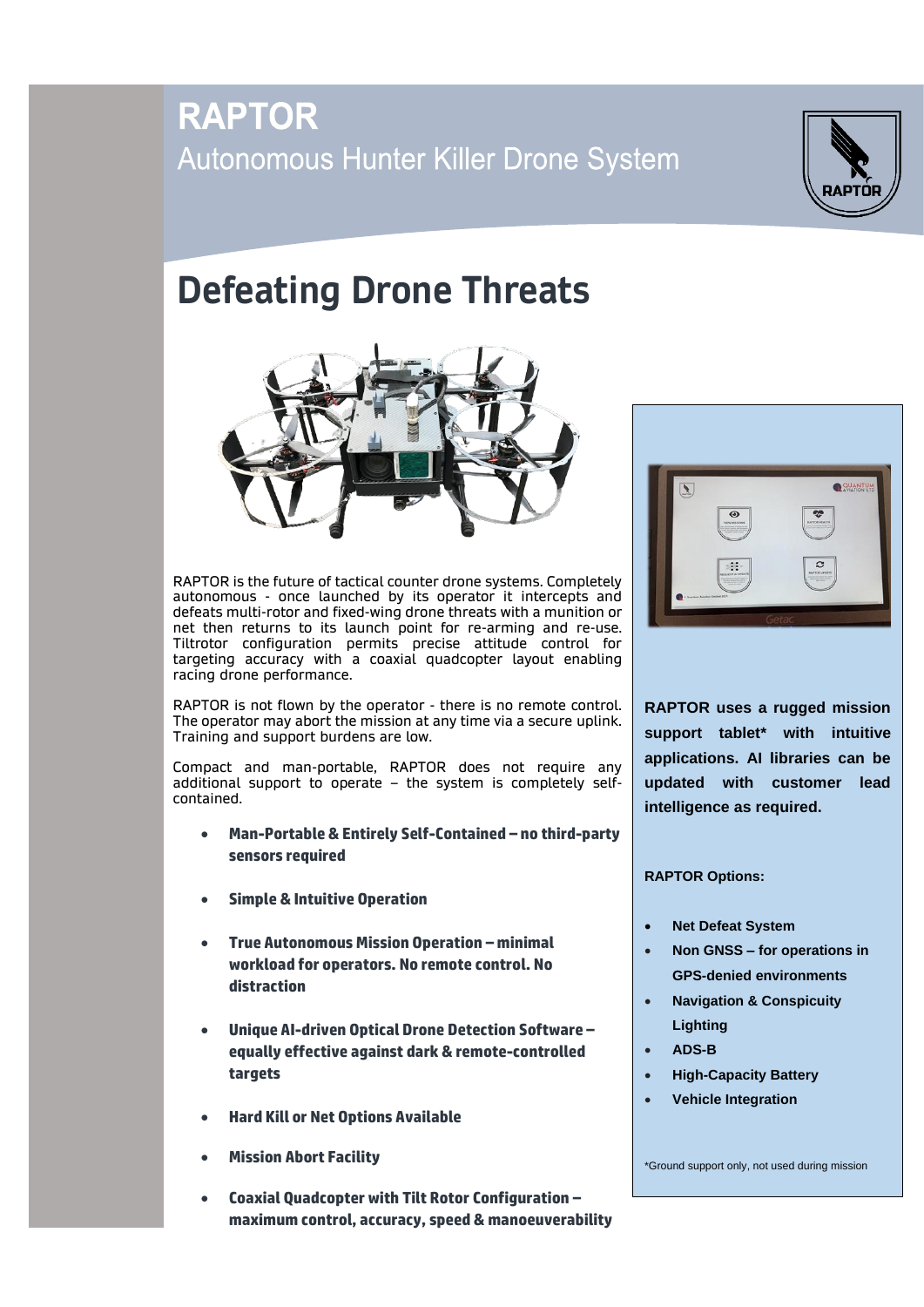# RAPTOR

Autonomous Hunter Killer Drone System

## Defeating Drone Threats

RAPTOR is the future of tactical counter drone systems. Completely autonomous - once launched by its operator it intercepts and defeats multi-rotor and fixed-wing drone threats with a munition or net then returns to its launch point for re-arming and re-use. Tiltrotor configuration permits precise attitude control for targeting accuracy with a coaxial quadcopter layout enabling racing drone performance.

RAPTOR is not flown by the operator - there is no remote control. The operator may abort the mission at any time via a secure uplink. Training and support burdens are low.

Compact and man-portable, RAPTOR does not require any additional support to operate – the system is completely self-contained.

- **Man-Portable & Entirely Self-Contained – no third-party sensors required**
- **Simple & Intuitive Operation**
- **True Autonomous Mission Operation – minimal workload for operators. No remote control. No distraction**
- **Unique AI-driven Optical Drone Detection Software – equally effective against dark & remote-controlled targets**
- **Hard Kill or Net Options Available**
- **Mission Abort Facility**
- **Coaxial Quadcopter with Tilt Rotor Configuration – maximum control, accuracy, speed & manoeuverability**

**RAPTOR uses a rugged mission support tablet* with intuitive applications. AI libraries can be updated with customer lead intelligence as required.**

**RAPTOR Options:**

- **Net Defeat System**
- **Non GNSS – for operations in GPS-denied environments**
- **Navigation & Conspicuity Lighting**
- **ADS-B**
- **High-Capacity Battery**
- **Vehicle Integration**

*Ground support only, not used during mission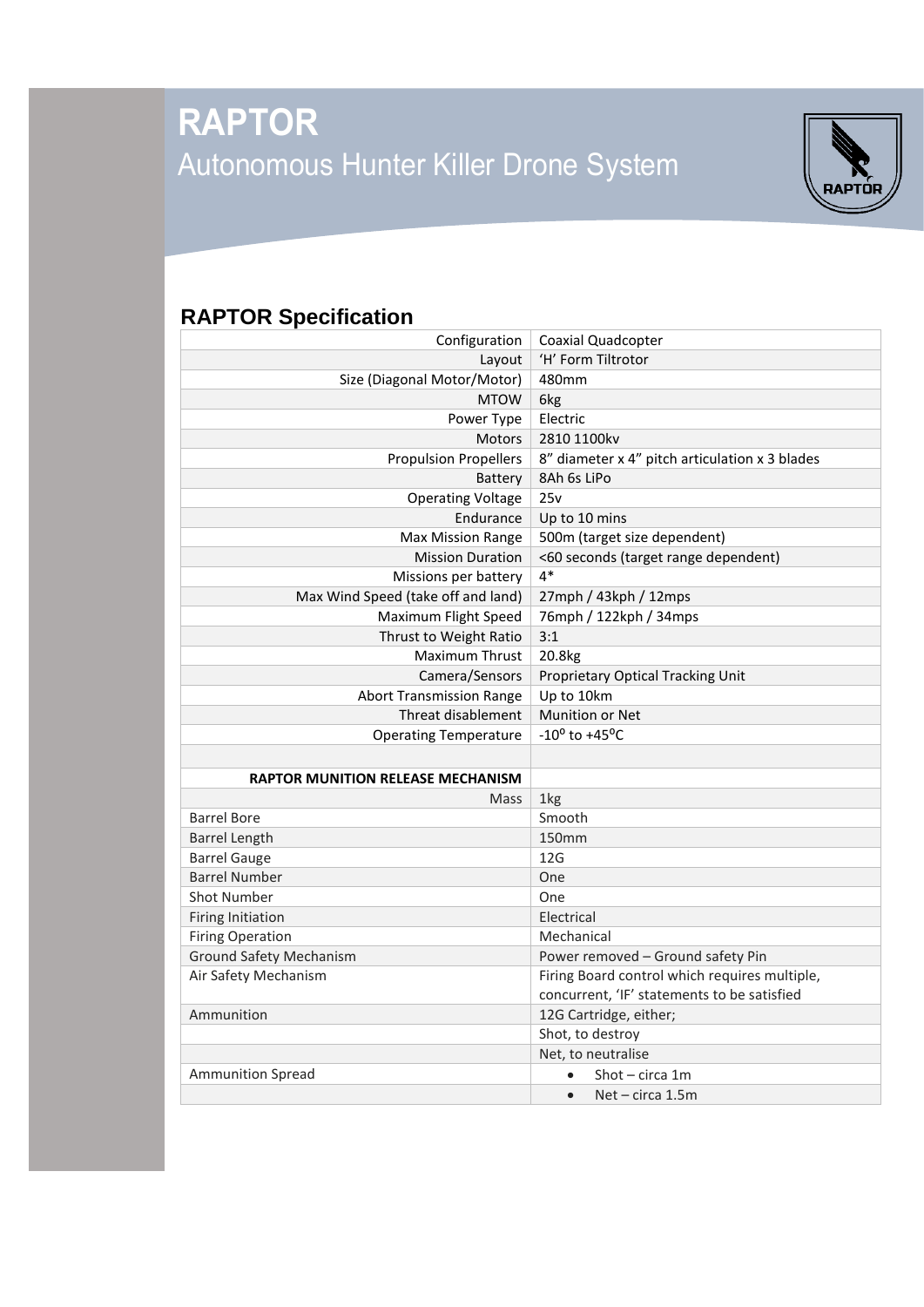# RAPTOR

## Autonomous Hunter Killer Drone System

### RAPTOR Specification

| | |
|---|---|
| Configuration | Coaxial Quadcopter |
| Layout | 'H' Form Tiltrotor |
| Size (Diagonal Motor/Motor) | 480mm |
| MTOW | 6kg |
| Power Type | Electric |
| Motors | 2810 1100kv |
| Propulsion Propellers | 8" diameter x 4" pitch articulation x 3 blades |
| Battery | 8Ah 6s LiPo |
| Operating Voltage | 25v |
| Endurance | Up to 10 mins |
| Max Mission Range | 500m (target size dependent) |
| Mission Duration | <60 seconds (target range dependent) |
| Missions per battery | 4* |
| Max Wind Speed (take off and land) | 27mph / 43kph / 12mps |
| Maximum Flight Speed | 76mph / 122kph / 34mps |
| Thrust to Weight Ratio | 3:1 |
| Maximum Thrust | 20.8kg |
| Camera/Sensors | Proprietary Optical Tracking Unit |
| Abort Transmission Range | Up to 10km |
| Threat disablement | Munition or Net |
| Operating Temperature | -10⁰ to +45⁰C |
| | |
| **RAPTOR MUNITION RELEASE MECHANISM** | |
| Mass | 1kg |
| Barrel Bore | Smooth |
| Barrel Length | 150mm |
| Barrel Gauge | 12G |
| Barrel Number | One |
| Shot Number | One |
| Firing Initiation | Electrical |
| Firing Operation | Mechanical |
| Ground Safety Mechanism | Power removed – Ground safety Pin |
| Air Safety Mechanism | Firing Board control which requires multiple, concurrent, 'IF' statements to be satisfied |
| Ammunition | 12G Cartridge, either; |
| | Shot, to destroy |
| | Net, to neutralise |
| Ammunition Spread | • Shot – circa 1m |
| | • Net – circa 1.5m |